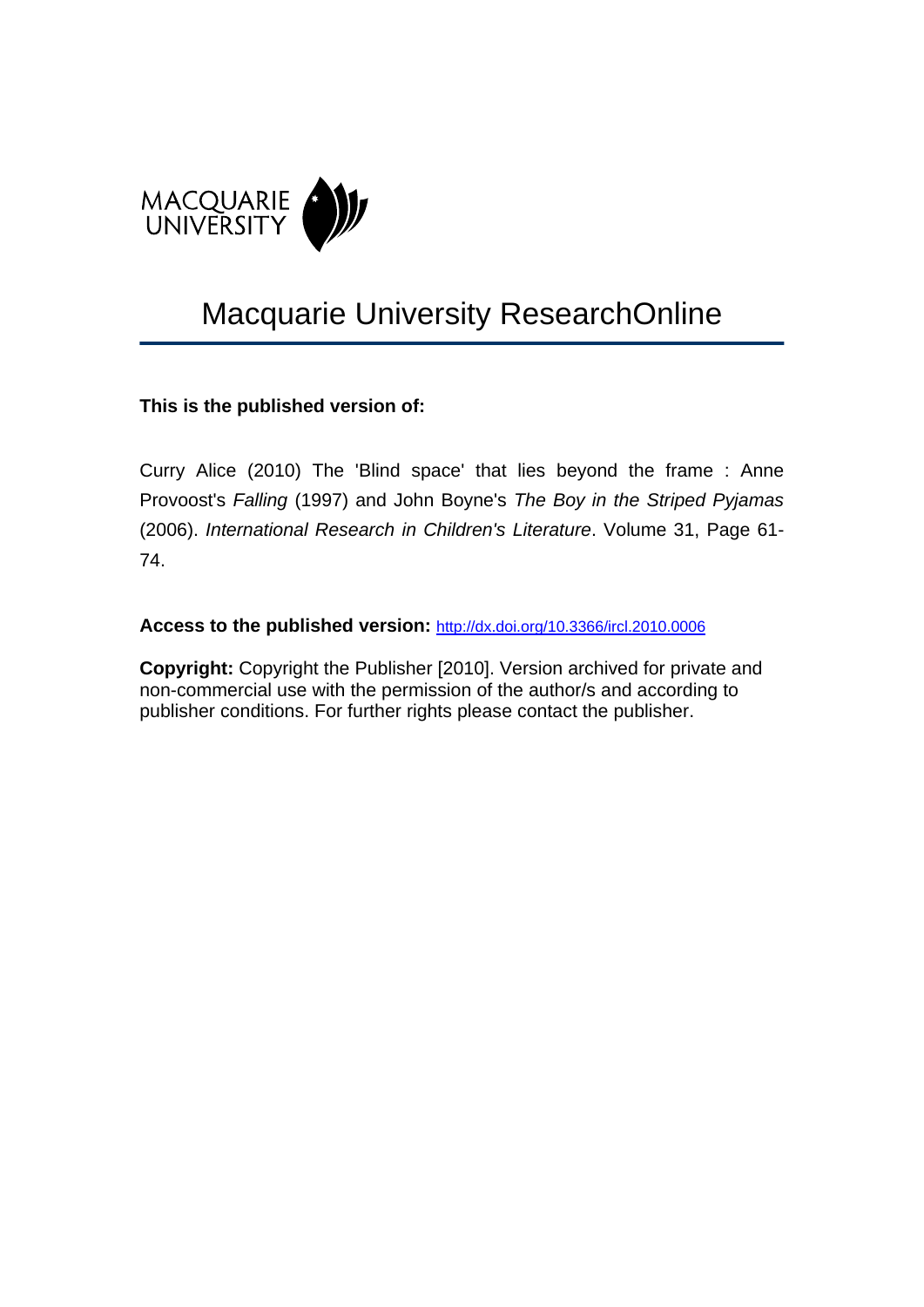MACQUARIE UNIVERSITY

# Macquarie University ResearchOnline

**This is the published version of:**

Curry Alice (2010) The 'Blind space' that lies beyond the frame : Anne Provoost's *Falling* (1997) and John Boyne's *The Boy in the Striped Pyjamas* (2006). *International Research in Children's Literature*. Volume 31, Page 61-74.

**Access to the published version:** http://dx.doi.org/10.3366/ircl.2010.0006

**Copyright:** Copyright the Publisher [2010]. Version archived for private and non-commercial use with the permission of the author/s and according to publisher conditions. For further rights please contact the publisher.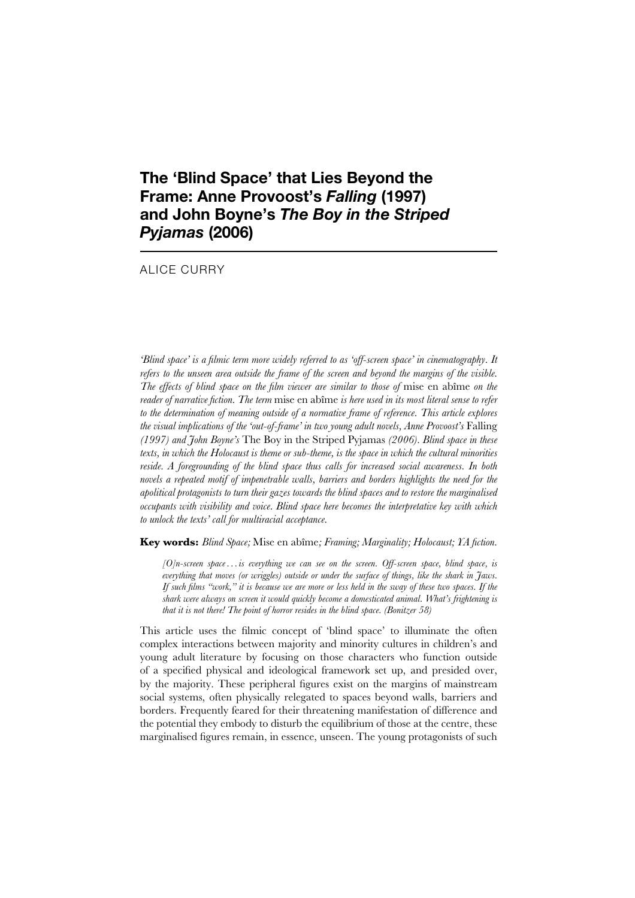# The 'Blind Space' that Lies Beyond the Frame: Anne Provoost's *Falling* (1997) and John Boyne's *The Boy in the Striped Pyjamas* (2006)

ALICE CURRY

*'Blind space' is a filmic term more widely referred to as 'off-screen space' in cinematography. It refers to the unseen area outside the frame of the screen and beyond the margins of the visible. The effects of blind space on the film viewer are similar to those of* mise en abîme *on the reader of narrative fiction. The term* mise en abîme *is here used in its most literal sense to refer to the determination of meaning outside of a normative frame of reference. This article explores the visual implications of the 'out-of-frame' in two young adult novels, Anne Provoost's* Falling *(1997) and John Boyne's* The Boy in the Striped Pyjamas *(2006). Blind space in these texts, in which the Holocaust is theme or sub-theme, is the space in which the cultural minorities reside. A foregrounding of the blind space thus calls for increased social awareness. In both novels a repeated motif of impenetrable walls, barriers and borders highlights the need for the apolitical protagonists to turn their gazes towards the blind spaces and to restore the marginalised occupants with visibility and voice. Blind space here becomes the interpretative key with which to unlock the texts' call for multiracial acceptance.*

**Key words:** *Blind Space;* Mise en abîme*; Framing; Marginality; Holocaust; YA fiction.*

> *[O]n-screen space . . . is everything we can see on the screen. Off-screen space, blind space, is everything that moves (or wriggles) outside or under the surface of things, like the shark in Jaws. If such films "work," it is because we are more or less held in the sway of these two spaces. If the shark were always on screen it would quickly become a domesticated animal. What's frightening is that it is not there! The point of horror resides in the blind space. (Bonitzer 58)*

This article uses the filmic concept of 'blind space' to illuminate the often complex interactions between majority and minority cultures in children's and young adult literature by focusing on those characters who function outside of a specified physical and ideological framework set up, and presided over, by the majority. These peripheral figures exist on the margins of mainstream social systems, often physically relegated to spaces beyond walls, barriers and borders. Frequently feared for their threatening manifestation of difference and the potential they embody to disturb the equilibrium of those at the centre, these marginalised figures remain, in essence, unseen. The young protagonists of such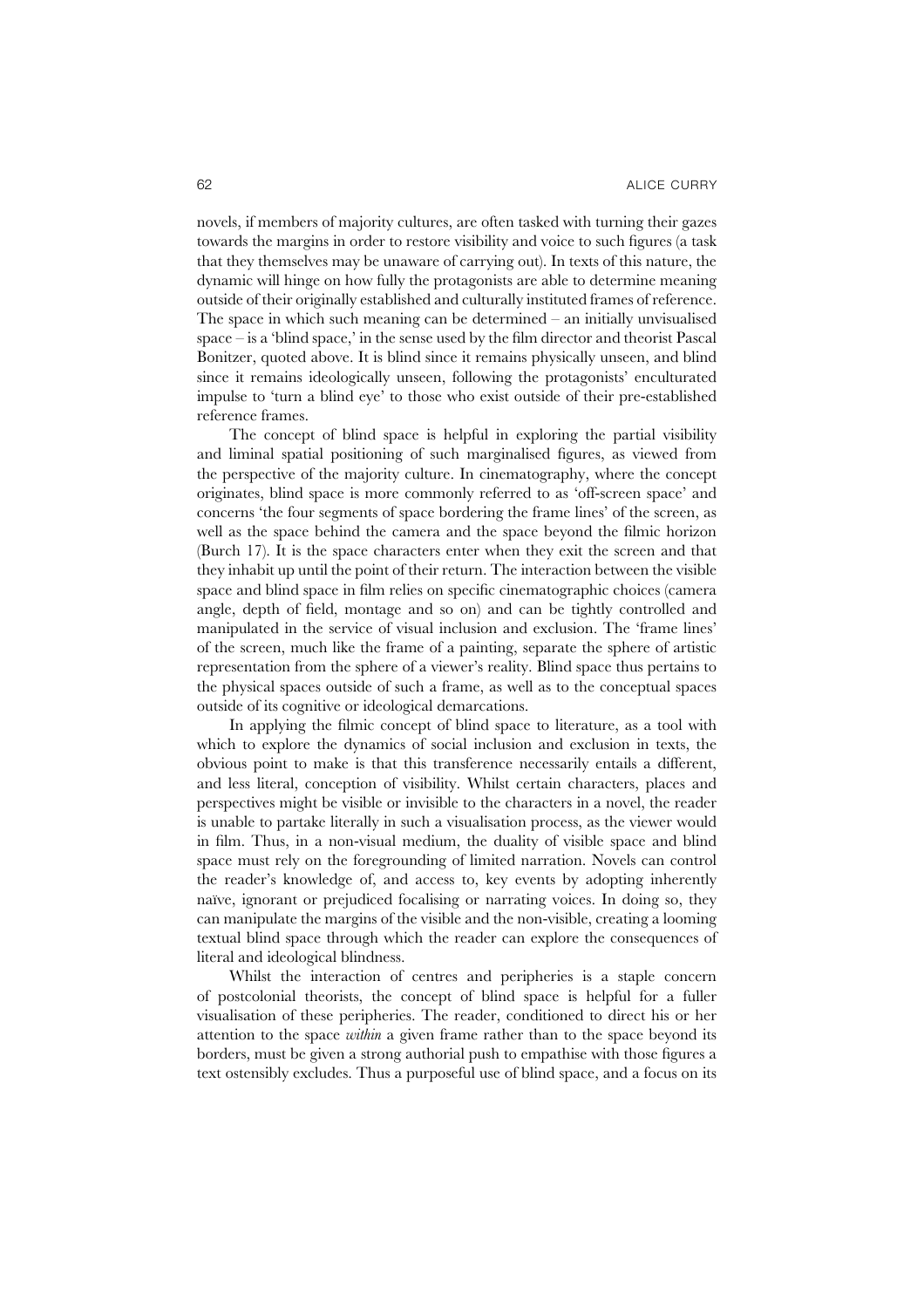novels, if members of majority cultures, are often tasked with turning their gazes towards the margins in order to restore visibility and voice to such figures (a task that they themselves may be unaware of carrying out). In texts of this nature, the dynamic will hinge on how fully the protagonists are able to determine meaning outside of their originally established and culturally instituted frames of reference. The space in which such meaning can be determined – an initially unvisualised space – is a 'blind space,' in the sense used by the film director and theorist Pascal Bonitzer, quoted above. It is blind since it remains physically unseen, and blind since it remains ideologically unseen, following the protagonists' enculturated impulse to 'turn a blind eye' to those who exist outside of their pre-established reference frames.

The concept of blind space is helpful in exploring the partial visibility and liminal spatial positioning of such marginalised figures, as viewed from the perspective of the majority culture. In cinematography, where the concept originates, blind space is more commonly referred to as 'off-screen space' and concerns 'the four segments of space bordering the frame lines' of the screen, as well as the space behind the camera and the space beyond the filmic horizon (Burch 17). It is the space characters enter when they exit the screen and that they inhabit up until the point of their return. The interaction between the visible space and blind space in film relies on specific cinematographic choices (camera angle, depth of field, montage and so on) and can be tightly controlled and manipulated in the service of visual inclusion and exclusion. The 'frame lines' of the screen, much like the frame of a painting, separate the sphere of artistic representation from the sphere of a viewer's reality. Blind space thus pertains to the physical spaces outside of such a frame, as well as to the conceptual spaces outside of its cognitive or ideological demarcations.

In applying the filmic concept of blind space to literature, as a tool with which to explore the dynamics of social inclusion and exclusion in texts, the obvious point to make is that this transference necessarily entails a different, and less literal, conception of visibility. Whilst certain characters, places and perspectives might be visible or invisible to the characters in a novel, the reader is unable to partake literally in such a visualisation process, as the viewer would in film. Thus, in a non-visual medium, the duality of visible space and blind space must rely on the foregrounding of limited narration. Novels can control the reader's knowledge of, and access to, key events by adopting inherently naïve, ignorant or prejudiced focalising or narrating voices. In doing so, they can manipulate the margins of the visible and the non-visible, creating a looming textual blind space through which the reader can explore the consequences of literal and ideological blindness.

Whilst the interaction of centres and peripheries is a staple concern of postcolonial theorists, the concept of blind space is helpful for a fuller visualisation of these peripheries. The reader, conditioned to direct his or her attention to the space *within* a given frame rather than to the space beyond its borders, must be given a strong authorial push to empathise with those figures a text ostensibly excludes. Thus a purposeful use of blind space, and a focus on its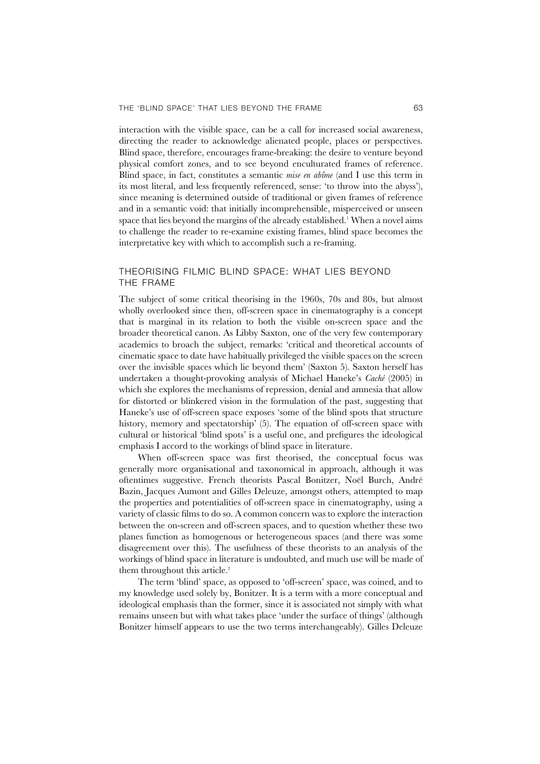interaction with the visible space, can be a call for increased social awareness, directing the reader to acknowledge alienated people, places or perspectives. Blind space, therefore, encourages frame-breaking: the desire to venture beyond physical comfort zones, and to see beyond enculturated frames of reference. Blind space, in fact, constitutes a semantic *mise en abîme* (and I use this term in its most literal, and less frequently referenced, sense: 'to throw into the abyss'), since meaning is determined outside of traditional or given frames of reference and in a semantic void: that initially incomprehensible, misperceived or unseen space that lies beyond the margins of the already established.[1] When a novel aims to challenge the reader to re-examine existing frames, blind space becomes the interpretative key with which to accomplish such a re-framing.

## THEORISING FILMIC BLIND SPACE: WHAT LIES BEYOND THE FRAME

The subject of some critical theorising in the 1960s, 70s and 80s, but almost wholly overlooked since then, off-screen space in cinematography is a concept that is marginal in its relation to both the visible on-screen space and the broader theoretical canon. As Libby Saxton, one of the very few contemporary academics to broach the subject, remarks: 'critical and theoretical accounts of cinematic space to date have habitually privileged the visible spaces on the screen over the invisible spaces which lie beyond them' (Saxton 5). Saxton herself has undertaken a thought-provoking analysis of Michael Haneke's *Caché* (2005) in which she explores the mechanisms of repression, denial and amnesia that allow for distorted or blinkered vision in the formulation of the past, suggesting that Haneke's use of off-screen space exposes 'some of the blind spots that structure history, memory and spectatorship' (5). The equation of off-screen space with cultural or historical 'blind spots' is a useful one, and prefigures the ideological emphasis I accord to the workings of blind space in literature.

When off-screen space was first theorised, the conceptual focus was generally more organisational and taxonomical in approach, although it was oftentimes suggestive. French theorists Pascal Bonitzer, Noël Burch, André Bazin, Jacques Aumont and Gilles Deleuze, amongst others, attempted to map the properties and potentialities of off-screen space in cinematography, using a variety of classic films to do so. A common concern was to explore the interaction between the on-screen and off-screen spaces, and to question whether these two planes function as homogenous or heterogeneous spaces (and there was some disagreement over this). The usefulness of these theorists to an analysis of the workings of blind space in literature is undoubted, and much use will be made of them throughout this article.[2]

The term 'blind' space, as opposed to 'off-screen' space, was coined, and to my knowledge used solely by, Bonitzer. It is a term with a more conceptual and ideological emphasis than the former, since it is associated not simply with what remains unseen but with what takes place 'under the surface of things' (although Bonitzer himself appears to use the two terms interchangeably). Gilles Deleuze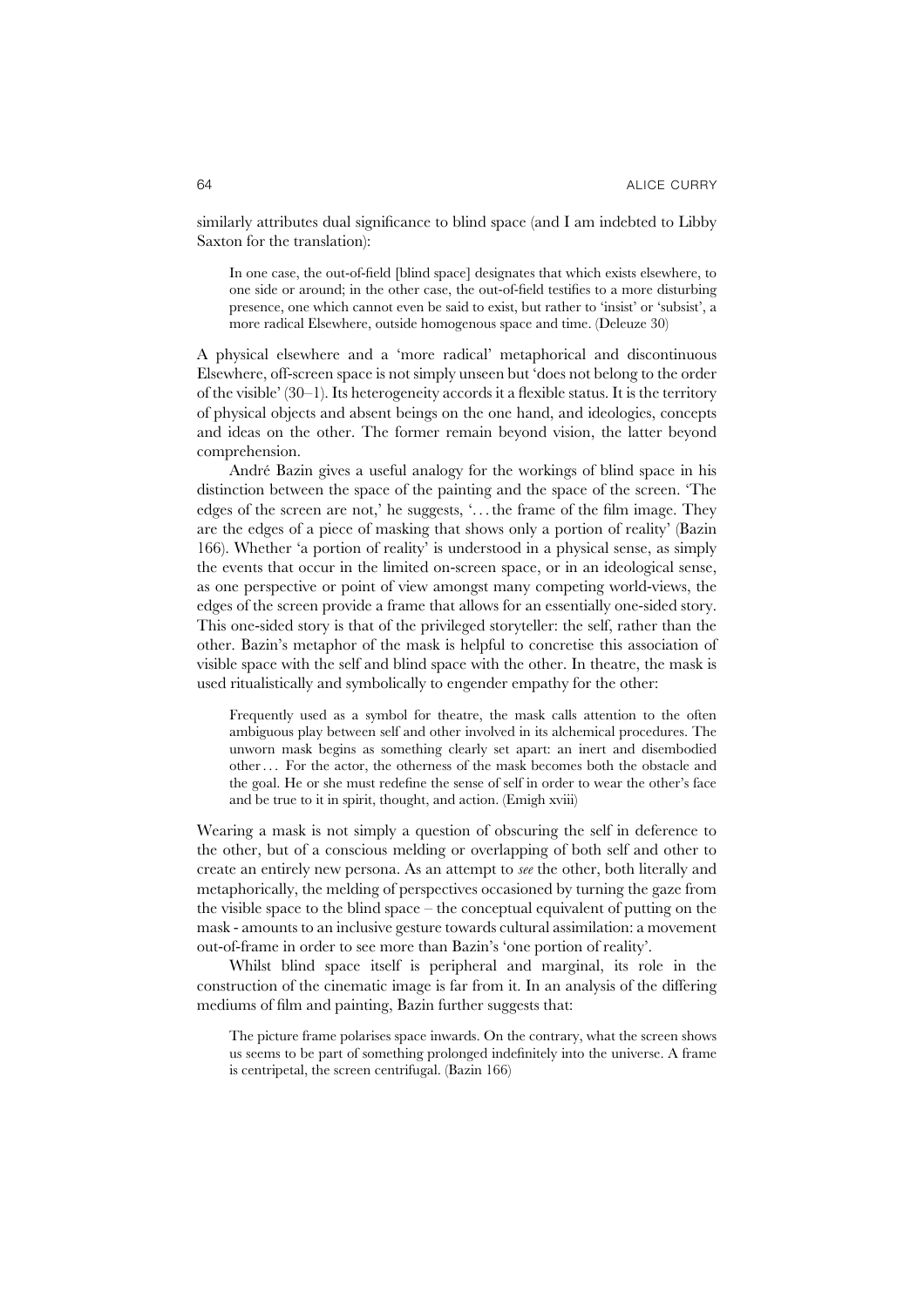similarly attributes dual significance to blind space (and I am indebted to Libby Saxton for the translation):

> In one case, the out-of-field [blind space] designates that which exists elsewhere, to one side or around; in the other case, the out-of-field testifies to a more disturbing presence, one which cannot even be said to exist, but rather to 'insist' or 'subsist', a more radical Elsewhere, outside homogenous space and time. (Deleuze 30)

A physical elsewhere and a 'more radical' metaphorical and discontinuous Elsewhere, off-screen space is not simply unseen but 'does not belong to the order of the visible' (30–1). Its heterogeneity accords it a flexible status. It is the territory of physical objects and absent beings on the one hand, and ideologies, concepts and ideas on the other. The former remain beyond vision, the latter beyond comprehension.

André Bazin gives a useful analogy for the workings of blind space in his distinction between the space of the painting and the space of the screen. 'The edges of the screen are not,' he suggests, '. . . the frame of the film image. They are the edges of a piece of masking that shows only a portion of reality' (Bazin 166). Whether 'a portion of reality' is understood in a physical sense, as simply the events that occur in the limited on-screen space, or in an ideological sense, as one perspective or point of view amongst many competing world-views, the edges of the screen provide a frame that allows for an essentially one-sided story. This one-sided story is that of the privileged storyteller: the self, rather than the other. Bazin's metaphor of the mask is helpful to concretise this association of visible space with the self and blind space with the other. In theatre, the mask is used ritualistically and symbolically to engender empathy for the other:

> Frequently used as a symbol for theatre, the mask calls attention to the often ambiguous play between self and other involved in its alchemical procedures. The unworn mask begins as something clearly set apart: an inert and disembodied other . . . For the actor, the otherness of the mask becomes both the obstacle and the goal. He or she must redefine the sense of self in order to wear the other's face and be true to it in spirit, thought, and action. (Emigh xviii)

Wearing a mask is not simply a question of obscuring the self in deference to the other, but of a conscious melding or overlapping of both self and other to create an entirely new persona. As an attempt to *see* the other, both literally and metaphorically, the melding of perspectives occasioned by turning the gaze from the visible space to the blind space – the conceptual equivalent of putting on the mask - amounts to an inclusive gesture towards cultural assimilation: a movement out-of-frame in order to see more than Bazin's 'one portion of reality'.

Whilst blind space itself is peripheral and marginal, its role in the construction of the cinematic image is far from it. In an analysis of the differing mediums of film and painting, Bazin further suggests that:

> The picture frame polarises space inwards. On the contrary, what the screen shows us seems to be part of something prolonged indefinitely into the universe. A frame is centripetal, the screen centrifugal. (Bazin 166)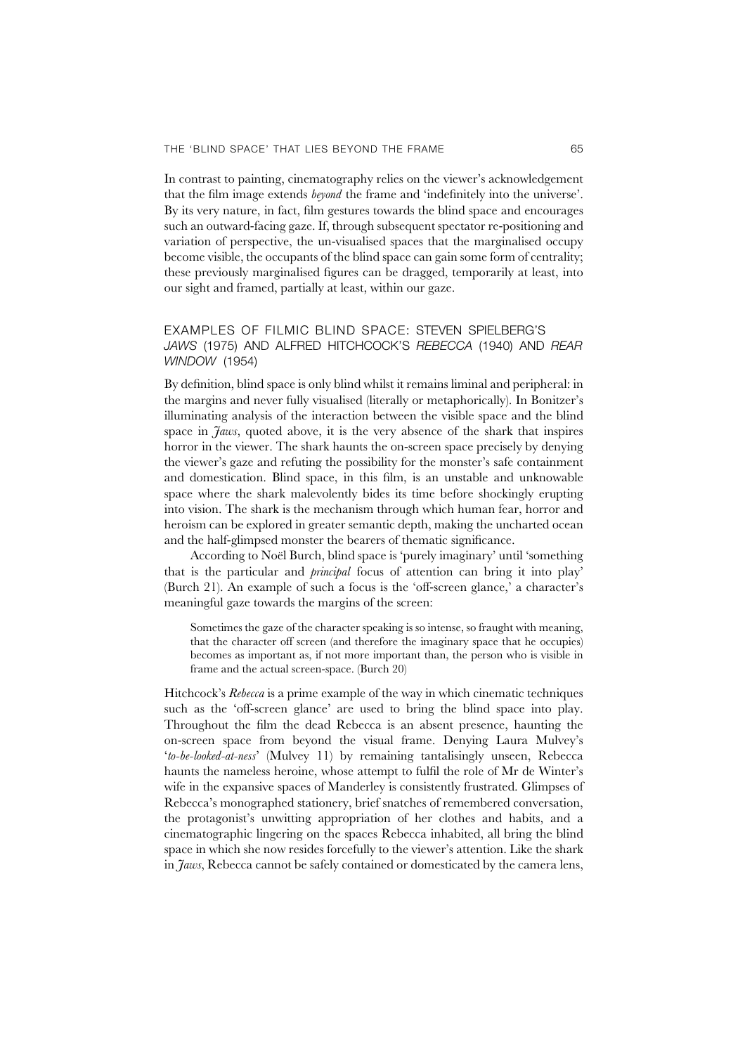In contrast to painting, cinematography relies on the viewer's acknowledgement that the film image extends *beyond* the frame and 'indefinitely into the universe'. By its very nature, in fact, film gestures towards the blind space and encourages such an outward-facing gaze. If, through subsequent spectator re-positioning and variation of perspective, the un-visualised spaces that the marginalised occupy become visible, the occupants of the blind space can gain some form of centrality; these previously marginalised figures can be dragged, temporarily at least, into our sight and framed, partially at least, within our gaze.

## EXAMPLES OF FILMIC BLIND SPACE: STEVEN SPIELBERG'S *JAWS* (1975) AND ALFRED HITCHCOCK'S *REBECCA* (1940) AND *REAR WINDOW* (1954)

By definition, blind space is only blind whilst it remains liminal and peripheral: in the margins and never fully visualised (literally or metaphorically). In Bonitzer's illuminating analysis of the interaction between the visible space and the blind space in *Jaws*, quoted above, it is the very absence of the shark that inspires horror in the viewer. The shark haunts the on-screen space precisely by denying the viewer's gaze and refuting the possibility for the monster's safe containment and domestication. Blind space, in this film, is an unstable and unknowable space where the shark malevolently bides its time before shockingly erupting into vision. The shark is the mechanism through which human fear, horror and heroism can be explored in greater semantic depth, making the uncharted ocean and the half-glimpsed monster the bearers of thematic significance.

According to Noël Burch, blind space is 'purely imaginary' until 'something that is the particular and *principal* focus of attention can bring it into play' (Burch 21). An example of such a focus is the 'off-screen glance,' a character's meaningful gaze towards the margins of the screen:

> Sometimes the gaze of the character speaking is so intense, so fraught with meaning, that the character off screen (and therefore the imaginary space that he occupies) becomes as important as, if not more important than, the person who is visible in frame and the actual screen-space. (Burch 20)

Hitchcock's *Rebecca* is a prime example of the way in which cinematic techniques such as the 'off-screen glance' are used to bring the blind space into play. Throughout the film the dead Rebecca is an absent presence, haunting the on-screen space from beyond the visual frame. Denying Laura Mulvey's '*to-be-looked-at-ness*' (Mulvey 11) by remaining tantalisingly unseen, Rebecca haunts the nameless heroine, whose attempt to fulfil the role of Mr de Winter's wife in the expansive spaces of Manderley is consistently frustrated. Glimpses of Rebecca's monographed stationery, brief snatches of remembered conversation, the protagonist's unwitting appropriation of her clothes and habits, and a cinematographic lingering on the spaces Rebecca inhabited, all bring the blind space in which she now resides forcefully to the viewer's attention. Like the shark in *Jaws*, Rebecca cannot be safely contained or domesticated by the camera lens,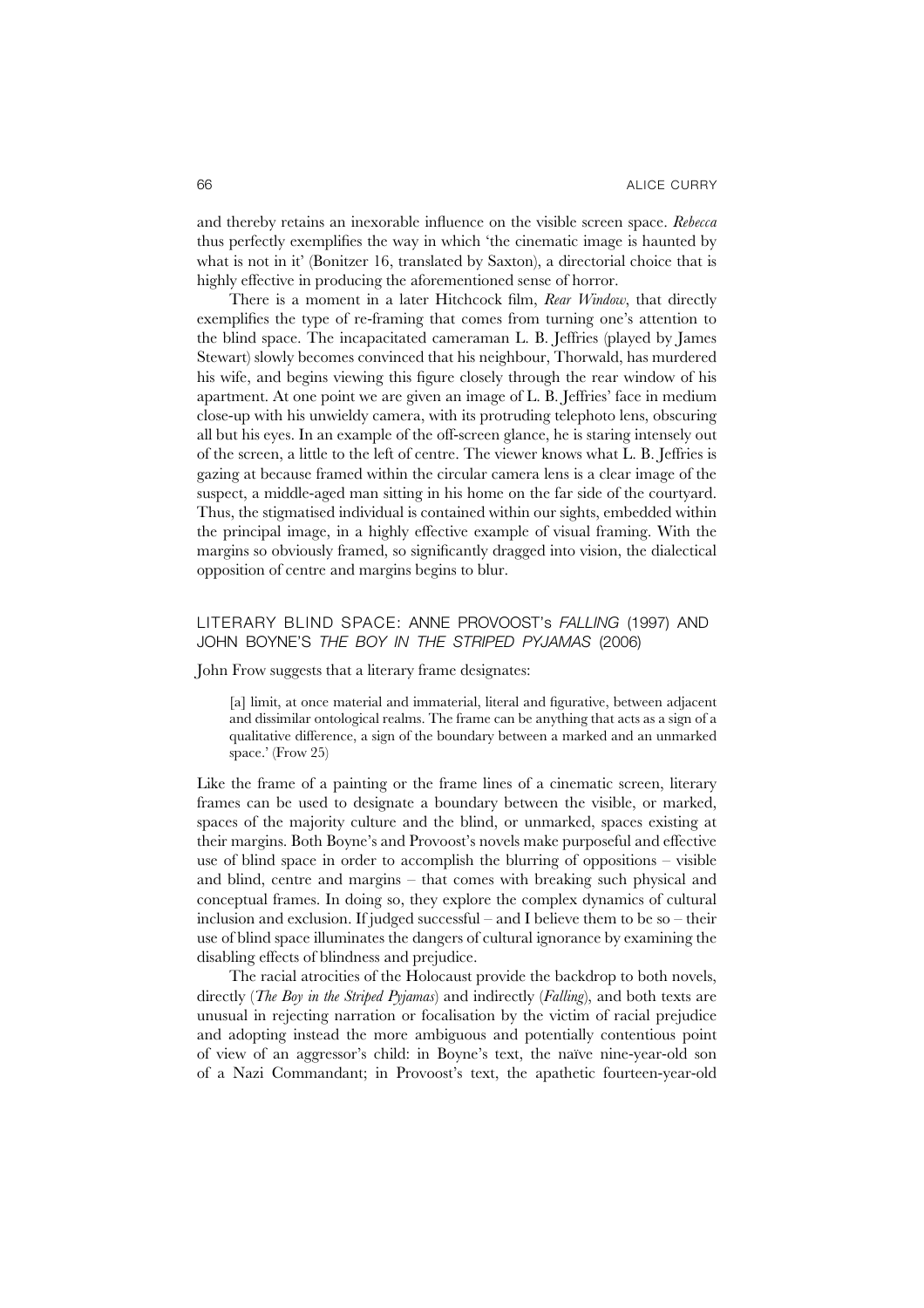and thereby retains an inexorable influence on the visible screen space. *Rebecca* thus perfectly exemplifies the way in which 'the cinematic image is haunted by what is not in it' (Bonitzer 16, translated by Saxton), a directorial choice that is highly effective in producing the aforementioned sense of horror.

There is a moment in a later Hitchcock film, *Rear Window*, that directly exemplifies the type of re-framing that comes from turning one's attention to the blind space. The incapacitated cameraman L. B. Jeffries (played by James Stewart) slowly becomes convinced that his neighbour, Thorwald, has murdered his wife, and begins viewing this figure closely through the rear window of his apartment. At one point we are given an image of L. B. Jeffries' face in medium close-up with his unwieldy camera, with its protruding telephoto lens, obscuring all but his eyes. In an example of the off-screen glance, he is staring intensely out of the screen, a little to the left of centre. The viewer knows what L. B. Jeffries is gazing at because framed within the circular camera lens is a clear image of the suspect, a middle-aged man sitting in his home on the far side of the courtyard. Thus, the stigmatised individual is contained within our sights, embedded within the principal image, in a highly effective example of visual framing. With the margins so obviously framed, so significantly dragged into vision, the dialectical opposition of centre and margins begins to blur.

## LITERARY BLIND SPACE: ANNE PROVOOST's *FALLING* (1997) AND JOHN BOYNE'S *THE BOY IN THE STRIPED PYJAMAS* (2006)

John Frow suggests that a literary frame designates:

> [a] limit, at once material and immaterial, literal and figurative, between adjacent and dissimilar ontological realms. The frame can be anything that acts as a sign of a qualitative difference, a sign of the boundary between a marked and an unmarked space.' (Frow 25)

Like the frame of a painting or the frame lines of a cinematic screen, literary frames can be used to designate a boundary between the visible, or marked, spaces of the majority culture and the blind, or unmarked, spaces existing at their margins. Both Boyne's and Provoost's novels make purposeful and effective use of blind space in order to accomplish the blurring of oppositions – visible and blind, centre and margins – that comes with breaking such physical and conceptual frames. In doing so, they explore the complex dynamics of cultural inclusion and exclusion. If judged successful – and I believe them to be so – their use of blind space illuminates the dangers of cultural ignorance by examining the disabling effects of blindness and prejudice.

The racial atrocities of the Holocaust provide the backdrop to both novels, directly (*The Boy in the Striped Pyjamas*) and indirectly (*Falling*), and both texts are unusual in rejecting narration or focalisation by the victim of racial prejudice and adopting instead the more ambiguous and potentially contentious point of view of an aggressor's child: in Boyne's text, the naïve nine-year-old son of a Nazi Commandant; in Provoost's text, the apathetic fourteen-year-old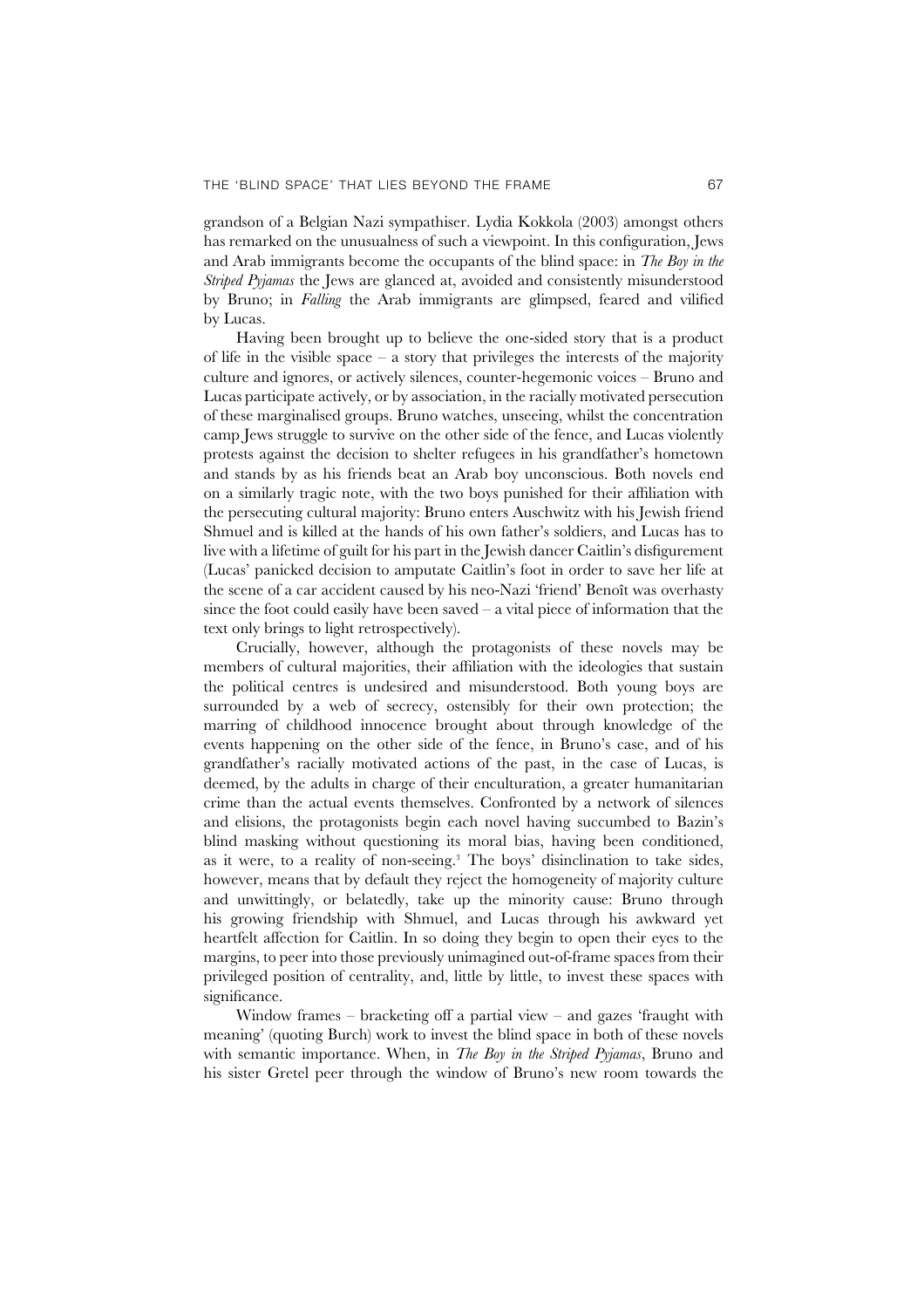grandson of a Belgian Nazi sympathiser. Lydia Kokkola (2003) amongst others has remarked on the unusualness of such a viewpoint. In this configuration, Jews and Arab immigrants become the occupants of the blind space: in *The Boy in the Striped Pyjamas* the Jews are glanced at, avoided and consistently misunderstood by Bruno; in *Falling* the Arab immigrants are glimpsed, feared and vilified by Lucas.

Having been brought up to believe the one-sided story that is a product of life in the visible space – a story that privileges the interests of the majority culture and ignores, or actively silences, counter-hegemonic voices – Bruno and Lucas participate actively, or by association, in the racially motivated persecution of these marginalised groups. Bruno watches, unseeing, whilst the concentration camp Jews struggle to survive on the other side of the fence, and Lucas violently protests against the decision to shelter refugees in his grandfather's hometown and stands by as his friends beat an Arab boy unconscious. Both novels end on a similarly tragic note, with the two boys punished for their affiliation with the persecuting cultural majority: Bruno enters Auschwitz with his Jewish friend Shmuel and is killed at the hands of his own father's soldiers, and Lucas has to live with a lifetime of guilt for his part in the Jewish dancer Caitlin's disfigurement (Lucas' panicked decision to amputate Caitlin's foot in order to save her life at the scene of a car accident caused by his neo-Nazi 'friend' Benoît was overhasty since the foot could easily have been saved – a vital piece of information that the text only brings to light retrospectively).

Crucially, however, although the protagonists of these novels may be members of cultural majorities, their affiliation with the ideologies that sustain the political centres is undesired and misunderstood. Both young boys are surrounded by a web of secrecy, ostensibly for their own protection; the marring of childhood innocence brought about through knowledge of the events happening on the other side of the fence, in Bruno's case, and of his grandfather's racially motivated actions of the past, in the case of Lucas, is deemed, by the adults in charge of their enculturation, a greater humanitarian crime than the actual events themselves. Confronted by a network of silences and elisions, the protagonists begin each novel having succumbed to Bazin's blind masking without questioning its moral bias, having been conditioned, as it were, to a reality of non-seeing.[3] The boys' disinclination to take sides, however, means that by default they reject the homogeneity of majority culture and unwittingly, or belatedly, take up the minority cause: Bruno through his growing friendship with Shmuel, and Lucas through his awkward yet heartfelt affection for Caitlin. In so doing they begin to open their eyes to the margins, to peer into those previously unimagined out-of-frame spaces from their privileged position of centrality, and, little by little, to invest these spaces with significance.

Window frames – bracketing off a partial view – and gazes 'fraught with meaning' (quoting Burch) work to invest the blind space in both of these novels with semantic importance. When, in *The Boy in the Striped Pyjamas*, Bruno and his sister Gretel peer through the window of Bruno's new room towards the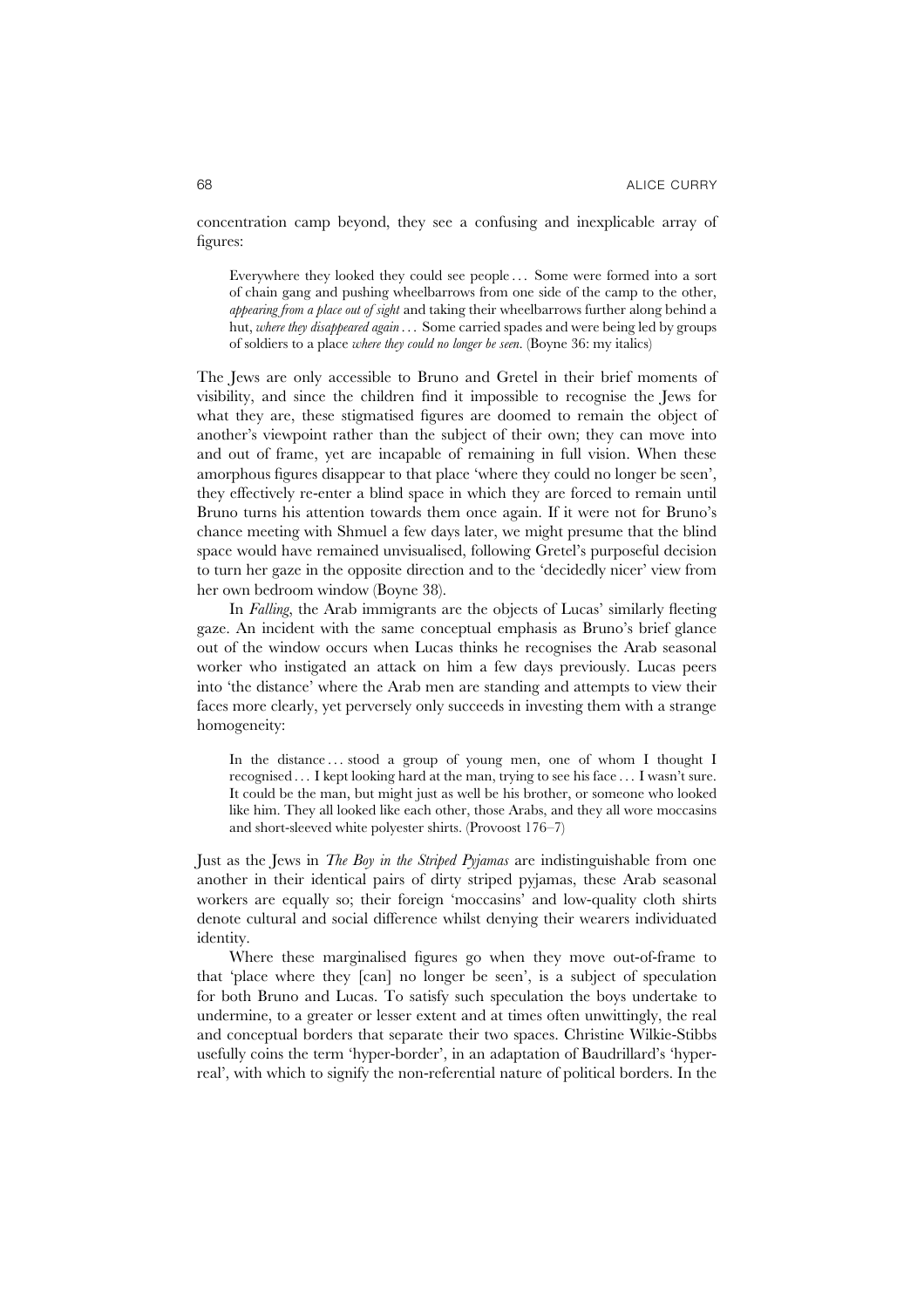concentration camp beyond, they see a confusing and inexplicable array of figures:

> Everywhere they looked they could see people . . . Some were formed into a sort of chain gang and pushing wheelbarrows from one side of the camp to the other, *appearing from a place out of sight* and taking their wheelbarrows further along behind a hut, *where they disappeared again* . . . Some carried spades and were being led by groups of soldiers to a place *where they could no longer be seen*. (Boyne 36: my italics)

The Jews are only accessible to Bruno and Gretel in their brief moments of visibility, and since the children find it impossible to recognise the Jews for what they are, these stigmatised figures are doomed to remain the object of another's viewpoint rather than the subject of their own; they can move into and out of frame, yet are incapable of remaining in full vision. When these amorphous figures disappear to that place 'where they could no longer be seen', they effectively re-enter a blind space in which they are forced to remain until Bruno turns his attention towards them once again. If it were not for Bruno's chance meeting with Shmuel a few days later, we might presume that the blind space would have remained unvisualised, following Gretel's purposeful decision to turn her gaze in the opposite direction and to the 'decidedly nicer' view from her own bedroom window (Boyne 38).

In *Falling*, the Arab immigrants are the objects of Lucas' similarly fleeting gaze. An incident with the same conceptual emphasis as Bruno's brief glance out of the window occurs when Lucas thinks he recognises the Arab seasonal worker who instigated an attack on him a few days previously. Lucas peers into 'the distance' where the Arab men are standing and attempts to view their faces more clearly, yet perversely only succeeds in investing them with a strange homogeneity:

> In the distance . . . stood a group of young men, one of whom I thought I recognised . . . I kept looking hard at the man, trying to see his face . . . I wasn't sure. It could be the man, but might just as well be his brother, or someone who looked like him. They all looked like each other, those Arabs, and they all wore moccasins and short-sleeved white polyester shirts. (Provoost 176–7)

Just as the Jews in *The Boy in the Striped Pyjamas* are indistinguishable from one another in their identical pairs of dirty striped pyjamas, these Arab seasonal workers are equally so; their foreign 'moccasins' and low-quality cloth shirts denote cultural and social difference whilst denying their wearers individuated identity.

Where these marginalised figures go when they move out-of-frame to that 'place where they [can] no longer be seen', is a subject of speculation for both Bruno and Lucas. To satisfy such speculation the boys undertake to undermine, to a greater or lesser extent and at times often unwittingly, the real and conceptual borders that separate their two spaces. Christine Wilkie-Stibbs usefully coins the term 'hyper-border', in an adaptation of Baudrillard's 'hyper-real', with which to signify the non-referential nature of political borders. In the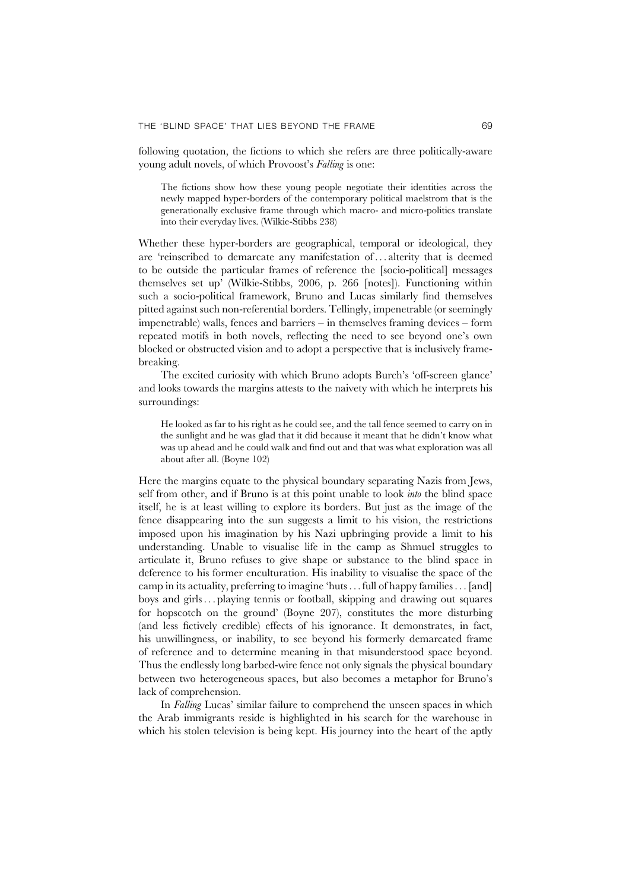following quotation, the fictions to which she refers are three politically-aware young adult novels, of which Provoost's *Falling* is one:

> The fictions show how these young people negotiate their identities across the newly mapped hyper-borders of the contemporary political maelstrom that is the generationally exclusive frame through which macro- and micro-politics translate into their everyday lives. (Wilkie-Stibbs 238)

Whether these hyper-borders are geographical, temporal or ideological, they are 'reinscribed to demarcate any manifestation of . . . alterity that is deemed to be outside the particular frames of reference the [socio-political] messages themselves set up' (Wilkie-Stibbs, 2006, p. 266 [notes]). Functioning within such a socio-political framework, Bruno and Lucas similarly find themselves pitted against such non-referential borders. Tellingly, impenetrable (or seemingly impenetrable) walls, fences and barriers – in themselves framing devices – form repeated motifs in both novels, reflecting the need to see beyond one's own blocked or obstructed vision and to adopt a perspective that is inclusively frame-breaking.

The excited curiosity with which Bruno adopts Burch's 'off-screen glance' and looks towards the margins attests to the naivety with which he interprets his surroundings:

> He looked as far to his right as he could see, and the tall fence seemed to carry on in the sunlight and he was glad that it did because it meant that he didn't know what was up ahead and he could walk and find out and that was what exploration was all about after all. (Boyne 102)

Here the margins equate to the physical boundary separating Nazis from Jews, self from other, and if Bruno is at this point unable to look *into* the blind space itself, he is at least willing to explore its borders. But just as the image of the fence disappearing into the sun suggests a limit to his vision, the restrictions imposed upon his imagination by his Nazi upbringing provide a limit to his understanding. Unable to visualise life in the camp as Shmuel struggles to articulate it, Bruno refuses to give shape or substance to the blind space in deference to his former enculturation. His inability to visualise the space of the camp in its actuality, preferring to imagine 'huts . . . full of happy families . . . [and] boys and girls . . . playing tennis or football, skipping and drawing out squares for hopscotch on the ground' (Boyne 207), constitutes the more disturbing (and less fictively credible) effects of his ignorance. It demonstrates, in fact, his unwillingness, or inability, to see beyond his formerly demarcated frame of reference and to determine meaning in that misunderstood space beyond. Thus the endlessly long barbed-wire fence not only signals the physical boundary between two heterogeneous spaces, but also becomes a metaphor for Bruno's lack of comprehension.

In *Falling* Lucas' similar failure to comprehend the unseen spaces in which the Arab immigrants reside is highlighted in his search for the warehouse in which his stolen television is being kept. His journey into the heart of the aptly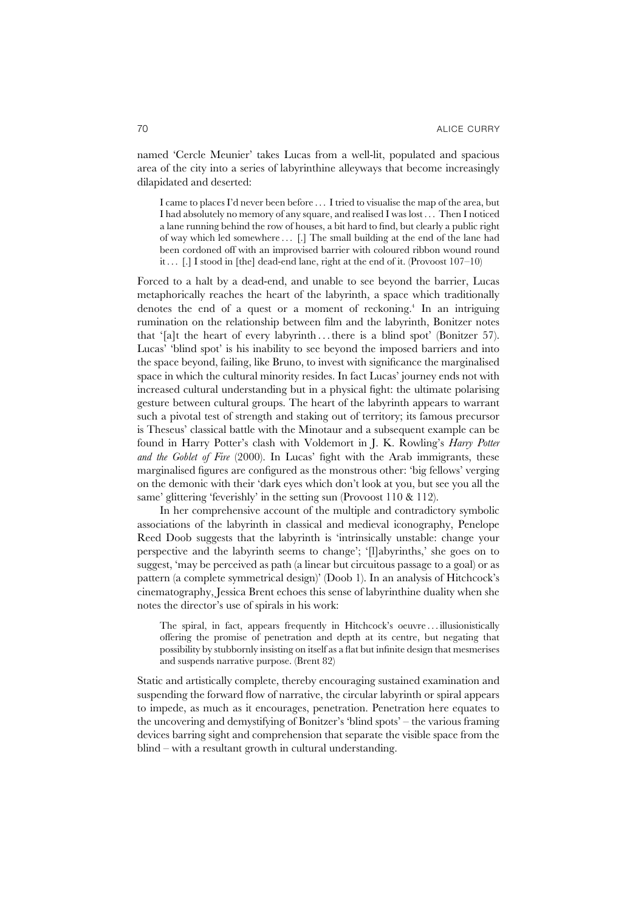named 'Cercle Meunier' takes Lucas from a well-lit, populated and spacious area of the city into a series of labyrinthine alleyways that become increasingly dilapidated and deserted:

> I came to places I'd never been before . . . I tried to visualise the map of the area, but I had absolutely no memory of any square, and realised I was lost . . . Then I noticed a lane running behind the row of houses, a bit hard to find, but clearly a public right of way which led somewhere . . . [.] The small building at the end of the lane had been cordoned off with an improvised barrier with coloured ribbon wound round it . . . [.] I stood in [the] dead-end lane, right at the end of it. (Provoost 107–10)

Forced to a halt by a dead-end, and unable to see beyond the barrier, Lucas metaphorically reaches the heart of the labyrinth, a space which traditionally denotes the end of a quest or a moment of reckoning.[4] In an intriguing rumination on the relationship between film and the labyrinth, Bonitzer notes that '[a]t the heart of every labyrinth . . . there is a blind spot' (Bonitzer 57). Lucas' 'blind spot' is his inability to see beyond the imposed barriers and into the space beyond, failing, like Bruno, to invest with significance the marginalised space in which the cultural minority resides. In fact Lucas' journey ends not with increased cultural understanding but in a physical fight: the ultimate polarising gesture between cultural groups. The heart of the labyrinth appears to warrant such a pivotal test of strength and staking out of territory; its famous precursor is Theseus' classical battle with the Minotaur and a subsequent example can be found in Harry Potter's clash with Voldemort in J. K. Rowling's *Harry Potter and the Goblet of Fire* (2000). In Lucas' fight with the Arab immigrants, these marginalised figures are configured as the monstrous other: 'big fellows' verging on the demonic with their 'dark eyes which don't look at you, but see you all the same' glittering 'feverishly' in the setting sun (Provoost 110 & 112).

In her comprehensive account of the multiple and contradictory symbolic associations of the labyrinth in classical and medieval iconography, Penelope Reed Doob suggests that the labyrinth is 'intrinsically unstable: change your perspective and the labyrinth seems to change'; '[l]abyrinths,' she goes on to suggest, 'may be perceived as path (a linear but circuitous passage to a goal) or as pattern (a complete symmetrical design)' (Doob 1). In an analysis of Hitchcock's cinematography, Jessica Brent echoes this sense of labyrinthine duality when she notes the director's use of spirals in his work:

> The spiral, in fact, appears frequently in Hitchcock's oeuvre . . . illusionistically offering the promise of penetration and depth at its centre, but negating that possibility by stubbornly insisting on itself as a flat but infinite design that mesmerises and suspends narrative purpose. (Brent 82)

Static and artistically complete, thereby encouraging sustained examination and suspending the forward flow of narrative, the circular labyrinth or spiral appears to impede, as much as it encourages, penetration. Penetration here equates to the uncovering and demystifying of Bonitzer's 'blind spots' – the various framing devices barring sight and comprehension that separate the visible space from the blind – with a resultant growth in cultural understanding.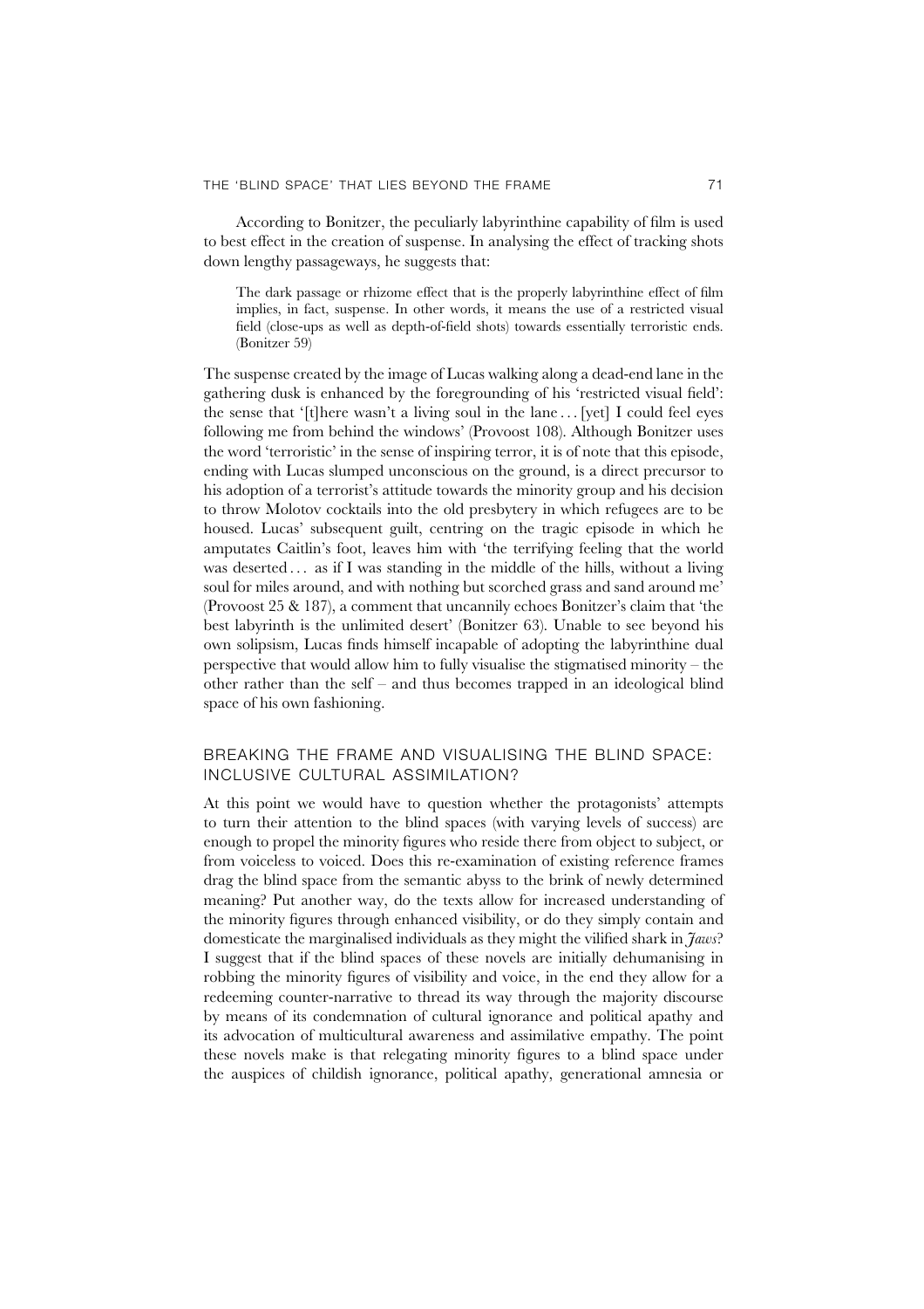According to Bonitzer, the peculiarly labyrinthine capability of film is used to best effect in the creation of suspense. In analysing the effect of tracking shots down lengthy passageways, he suggests that:

> The dark passage or rhizome effect that is the properly labyrinthine effect of film implies, in fact, suspense. In other words, it means the use of a restricted visual field (close-ups as well as depth-of-field shots) towards essentially terroristic ends. (Bonitzer 59)

The suspense created by the image of Lucas walking along a dead-end lane in the gathering dusk is enhanced by the foregrounding of his 'restricted visual field': the sense that '[t]here wasn't a living soul in the lane . . . [yet] I could feel eyes following me from behind the windows' (Provoost 108). Although Bonitzer uses the word 'terroristic' in the sense of inspiring terror, it is of note that this episode, ending with Lucas slumped unconscious on the ground, is a direct precursor to his adoption of a terrorist's attitude towards the minority group and his decision to throw Molotov cocktails into the old presbytery in which refugees are to be housed. Lucas' subsequent guilt, centring on the tragic episode in which he amputates Caitlin's foot, leaves him with 'the terrifying feeling that the world was deserted . . . as if I was standing in the middle of the hills, without a living soul for miles around, and with nothing but scorched grass and sand around me' (Provoost 25 & 187), a comment that uncannily echoes Bonitzer's claim that 'the best labyrinth is the unlimited desert' (Bonitzer 63). Unable to see beyond his own solipsism, Lucas finds himself incapable of adopting the labyrinthine dual perspective that would allow him to fully visualise the stigmatised minority – the other rather than the self – and thus becomes trapped in an ideological blind space of his own fashioning.

## BREAKING THE FRAME AND VISUALISING THE BLIND SPACE: INCLUSIVE CULTURAL ASSIMILATION?

At this point we would have to question whether the protagonists' attempts to turn their attention to the blind spaces (with varying levels of success) are enough to propel the minority figures who reside there from object to subject, or from voiceless to voiced. Does this re-examination of existing reference frames drag the blind space from the semantic abyss to the brink of newly determined meaning? Put another way, do the texts allow for increased understanding of the minority figures through enhanced visibility, or do they simply contain and domesticate the marginalised individuals as they might the vilified shark in *Jaws*? I suggest that if the blind spaces of these novels are initially dehumanising in robbing the minority figures of visibility and voice, in the end they allow for a redeeming counter-narrative to thread its way through the majority discourse by means of its condemnation of cultural ignorance and political apathy and its advocation of multicultural awareness and assimilative empathy. The point these novels make is that relegating minority figures to a blind space under the auspices of childish ignorance, political apathy, generational amnesia or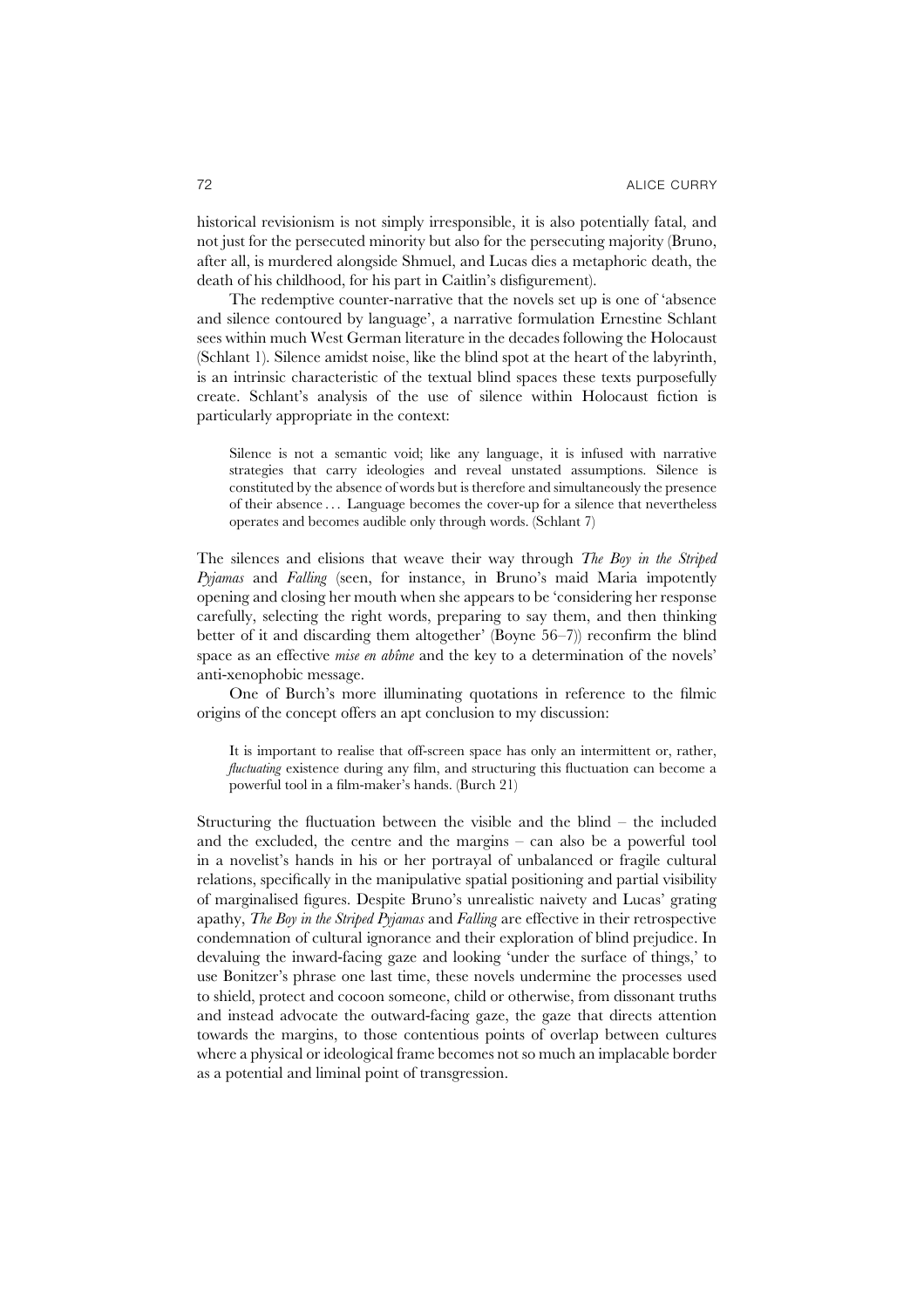historical revisionism is not simply irresponsible, it is also potentially fatal, and not just for the persecuted minority but also for the persecuting majority (Bruno, after all, is murdered alongside Shmuel, and Lucas dies a metaphoric death, the death of his childhood, for his part in Caitlin's disfigurement).

The redemptive counter-narrative that the novels set up is one of 'absence and silence contoured by language', a narrative formulation Ernestine Schlant sees within much West German literature in the decades following the Holocaust (Schlant 1). Silence amidst noise, like the blind spot at the heart of the labyrinth, is an intrinsic characteristic of the textual blind spaces these texts purposefully create. Schlant's analysis of the use of silence within Holocaust fiction is particularly appropriate in the context:

> Silence is not a semantic void; like any language, it is infused with narrative strategies that carry ideologies and reveal unstated assumptions. Silence is constituted by the absence of words but is therefore and simultaneously the presence of their absence . . . Language becomes the cover-up for a silence that nevertheless operates and becomes audible only through words. (Schlant 7)

The silences and elisions that weave their way through *The Boy in the Striped Pyjamas* and *Falling* (seen, for instance, in Bruno's maid Maria impotently opening and closing her mouth when she appears to be 'considering her response carefully, selecting the right words, preparing to say them, and then thinking better of it and discarding them altogether' (Boyne 56–7)) reconfirm the blind space as an effective *mise en abîme* and the key to a determination of the novels' anti-xenophobic message.

One of Burch's more illuminating quotations in reference to the filmic origins of the concept offers an apt conclusion to my discussion:

> It is important to realise that off-screen space has only an intermittent or, rather, *fluctuating* existence during any film, and structuring this fluctuation can become a powerful tool in a film-maker's hands. (Burch 21)

Structuring the fluctuation between the visible and the blind – the included and the excluded, the centre and the margins – can also be a powerful tool in a novelist's hands in his or her portrayal of unbalanced or fragile cultural relations, specifically in the manipulative spatial positioning and partial visibility of marginalised figures. Despite Bruno's unrealistic naivety and Lucas' grating apathy, *The Boy in the Striped Pyjamas* and *Falling* are effective in their retrospective condemnation of cultural ignorance and their exploration of blind prejudice. In devaluing the inward-facing gaze and looking 'under the surface of things,' to use Bonitzer's phrase one last time, these novels undermine the processes used to shield, protect and cocoon someone, child or otherwise, from dissonant truths and instead advocate the outward-facing gaze, the gaze that directs attention towards the margins, to those contentious points of overlap between cultures where a physical or ideological frame becomes not so much an implacable border as a potential and liminal point of transgression.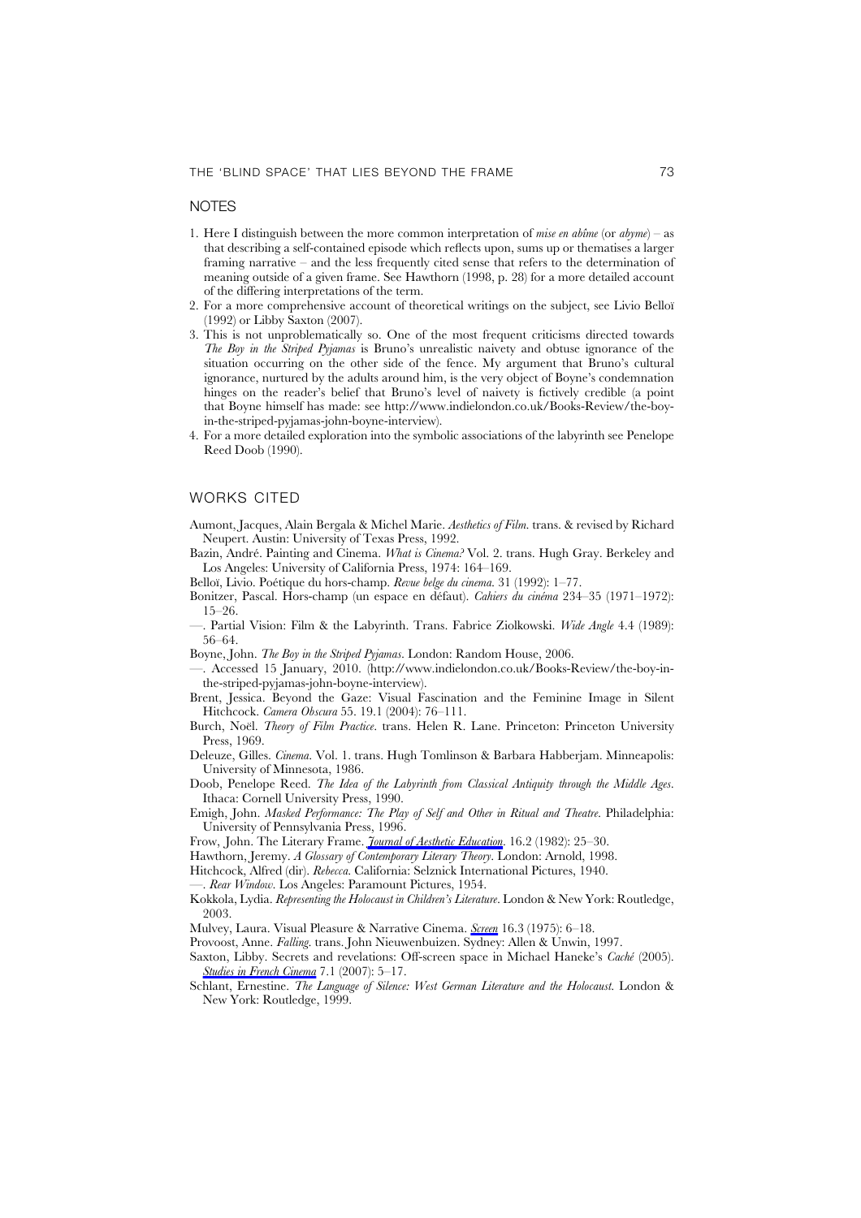## NOTES

1. Here I distinguish between the more common interpretation of *mise en abîme* (or *abyme*) – as that describing a self-contained episode which reflects upon, sums up or thematises a larger framing narrative – and the less frequently cited sense that refers to the determination of meaning outside of a given frame. See Hawthorn (1998, p. 28) for a more detailed account of the differing interpretations of the term.
2. For a more comprehensive account of theoretical writings on the subject, see Livio Belloï (1992) or Libby Saxton (2007).
3. This is not unproblematically so. One of the most frequent criticisms directed towards *The Boy in the Striped Pyjamas* is Bruno's unrealistic naivety and obtuse ignorance of the situation occurring on the other side of the fence. My argument that Bruno's cultural ignorance, nurtured by the adults around him, is the very object of Boyne's condemnation hinges on the reader's belief that Bruno's level of naivety is fictively credible (a point that Boyne himself has made: see http://www.indielondon.co.uk/Books-Review/the-boy-in-the-striped-pyjamas-john-boyne-interview).
4. For a more detailed exploration into the symbolic associations of the labyrinth see Penelope Reed Doob (1990).

## WORKS CITED

Aumont, Jacques, Alain Bergala & Michel Marie. *Aesthetics of Film*. trans. & revised by Richard Neupert. Austin: University of Texas Press, 1992.

Bazin, André. Painting and Cinema. *What is Cinema?* Vol. 2. trans. Hugh Gray. Berkeley and Los Angeles: University of California Press, 1974: 164–169.

Belloï, Livio. Poétique du hors-champ. *Revue belge du cinema*. 31 (1992): 1–77.

Bonitzer, Pascal. Hors-champ (un espace en défaut). *Cahiers du cinéma* 234–35 (1971–1972): 15–26.

—. Partial Vision: Film & the Labyrinth. Trans. Fabrice Ziolkowski. *Wide Angle* 4.4 (1989): 56–64.

Boyne, John. *The Boy in the Striped Pyjamas*. London: Random House, 2006.

—. Accessed 15 January, 2010. (http://www.indielondon.co.uk/Books-Review/the-boy-in-the-striped-pyjamas-john-boyne-interview).

Brent, Jessica. Beyond the Gaze: Visual Fascination and the Feminine Image in Silent Hitchcock. *Camera Obscura* 55. 19.1 (2004): 76–111.

Burch, Noël. *Theory of Film Practice*. trans. Helen R. Lane. Princeton: Princeton University Press, 1969.

Deleuze, Gilles. *Cinema*. Vol. 1. trans. Hugh Tomlinson & Barbara Habberjam. Minneapolis: University of Minnesota, 1986.

Doob, Penelope Reed. *The Idea of the Labyrinth from Classical Antiquity through the Middle Ages*. Ithaca: Cornell University Press, 1990.

Emigh, John. *Masked Performance: The Play of Self and Other in Ritual and Theatre*. Philadelphia: University of Pennsylvania Press, 1996.

Frow, John. The Literary Frame. *Journal of Aesthetic Education*. 16.2 (1982): 25–30.

Hawthorn, Jeremy. *A Glossary of Contemporary Literary Theory*. London: Arnold, 1998.

Hitchcock, Alfred (dir). *Rebecca*. California: Selznick International Pictures, 1940.

—. *Rear Window*. Los Angeles: Paramount Pictures, 1954.

Kokkola, Lydia. *Representing the Holocaust in Children's Literature*. London & New York: Routledge, 2003.

Mulvey, Laura. Visual Pleasure & Narrative Cinema. *Screen* 16.3 (1975): 6–18.

Provoost, Anne. *Falling*. trans. John Nieuwenbuizen. Sydney: Allen & Unwin, 1997.

Saxton, Libby. Secrets and revelations: Off-screen space in Michael Haneke's *Caché* (2005). *Studies in French Cinema* 7.1 (2007): 5–17.

Schlant, Ernestine. *The Language of Silence: West German Literature and the Holocaust*. London & New York: Routledge, 1999.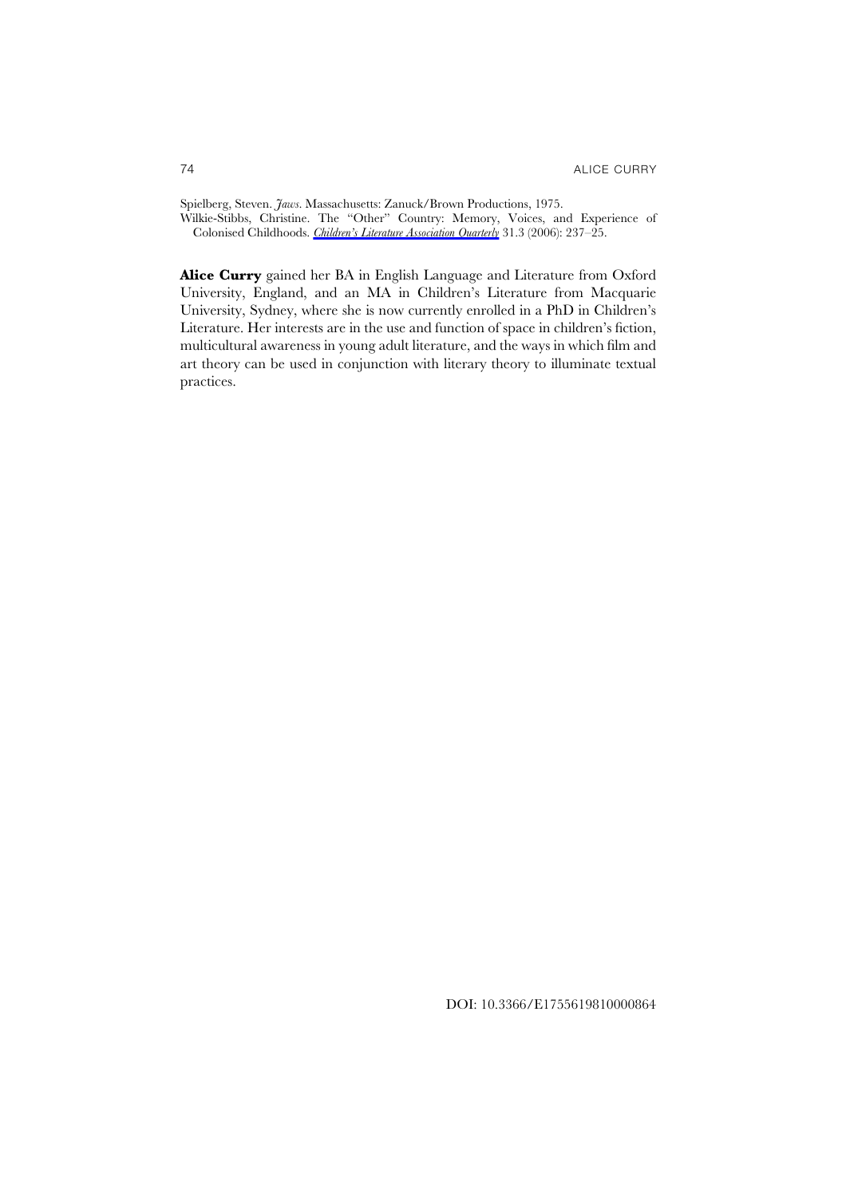Spielberg, Steven. *Jaws*. Massachusetts: Zanuck/Brown Productions, 1975.

Wilkie-Stibbs, Christine. The "Other" Country: Memory, Voices, and Experience of Colonised Childhoods. *Children's Literature Association Quarterly* 31.3 (2006): 237–25.

**Alice Curry** gained her BA in English Language and Literature from Oxford University, England, and an MA in Children's Literature from Macquarie University, Sydney, where she is now currently enrolled in a PhD in Children's Literature. Her interests are in the use and function of space in children's fiction, multicultural awareness in young adult literature, and the ways in which film and art theory can be used in conjunction with literary theory to illuminate textual practices.

DOI: 10.3366/E1755619810000864